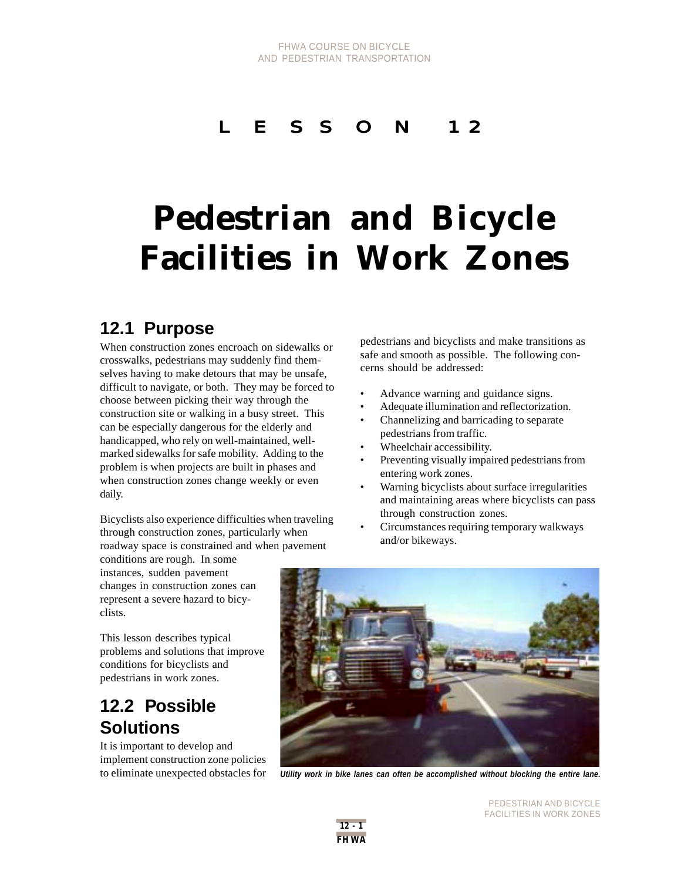# LESSON 12

# Pedestrian and Bicycle Facilities in Work Zones

## 12.1 Purpose

When construction zones encroach on sidewalks or crosswalks, pedestrians may suddenly find themselves having to make detours that may be unsafe, difficult to navigate, or both. They may be forced to choose between picking their way through the construction site or walking in a busy street. This can be especially dangerous for the elderly and handicapped, who rely on well-maintained, well-marked sidewalks for safe mobility. Adding to the problem is when projects are built in phases and when construction zones change weekly or even daily.

Bicyclists also experience difficulties when traveling through construction zones, particularly when roadway space is constrained and when pavement conditions are rough. In some instances, sudden pavement changes in construction zones can represent a severe hazard to bicyclists.

This lesson describes typical problems and solutions that improve conditions for bicyclists and pedestrians in work zones.

## 12.2 Possible Solutions

It is important to develop and implement construction zone policies to eliminate unexpected obstacles for pedestrians and bicyclists and make transitions as safe and smooth as possible. The following concerns should be addressed:

- Advance warning and guidance signs.
- Adequate illumination and reflectorization.
- Channelizing and barricading to separate pedestrians from traffic.
- Wheelchair accessibility.
- Preventing visually impaired pedestrians from entering work zones.
- Warning bicyclists about surface irregularities and maintaining areas where bicyclists can pass through construction zones.
- Circumstances requiring temporary walkways and/or bikeways.

*Utility work in bike lanes can often be accomplished without blocking the entire lane.*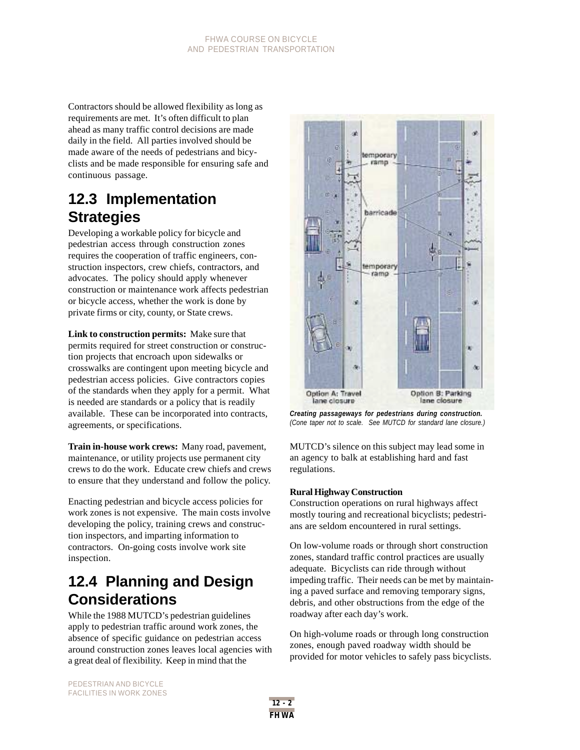Contractors should be allowed flexibility as long as requirements are met. It's often difficult to plan ahead as many traffic control decisions are made daily in the field. All parties involved should be made aware of the needs of pedestrians and bicyclists and be made responsible for ensuring safe and continuous passage.

## 12.3 Implementation Strategies

Developing a workable policy for bicycle and pedestrian access through construction zones requires the cooperation of traffic engineers, construction inspectors, crew chiefs, contractors, and advocates. The policy should apply whenever construction or maintenance work affects pedestrian or bicycle access, whether the work is done by private firms or city, county, or State crews.

**Link to construction permits:** Make sure that permits required for street construction or construction projects that encroach upon sidewalks or crosswalks are contingent upon meeting bicycle and pedestrian access policies. Give contractors copies of the standards when they apply for a permit. What is needed are standards or a policy that is readily available. These can be incorporated into contracts, agreements, or specifications.

**Train in-house work crews:** Many road, pavement, maintenance, or utility projects use permanent city crews to do the work. Educate crew chiefs and crews to ensure that they understand and follow the policy.

Enacting pedestrian and bicycle access policies for work zones is not expensive. The main costs involve developing the policy, training crews and construction inspectors, and imparting information to contractors. On-going costs involve work site inspection.

## 12.4 Planning and Design Considerations

While the 1988 MUTCD's pedestrian guidelines apply to pedestrian traffic around work zones, the absence of specific guidance on pedestrian access around construction zones leaves local agencies with a great deal of flexibility. Keep in mind that the MUTCD's silence on this subject may lead some in an agency to balk at establishing hard and fast regulations.

***Creating passageways for pedestrians during construction.*** *(Cone taper not to scale. See MUTCD for standard lane closure.)*

**Rural Highway Construction**

Construction operations on rural highways affect mostly touring and recreational bicyclists; pedestrians are seldom encountered in rural settings.

On low-volume roads or through short construction zones, standard traffic control practices are usually adequate. Bicyclists can ride through without impeding traffic. Their needs can be met by maintaining a paved surface and removing temporary signs, debris, and other obstructions from the edge of the roadway after each day's work.

On high-volume roads or through long construction zones, enough paved roadway width should be provided for motor vehicles to safely pass bicyclists.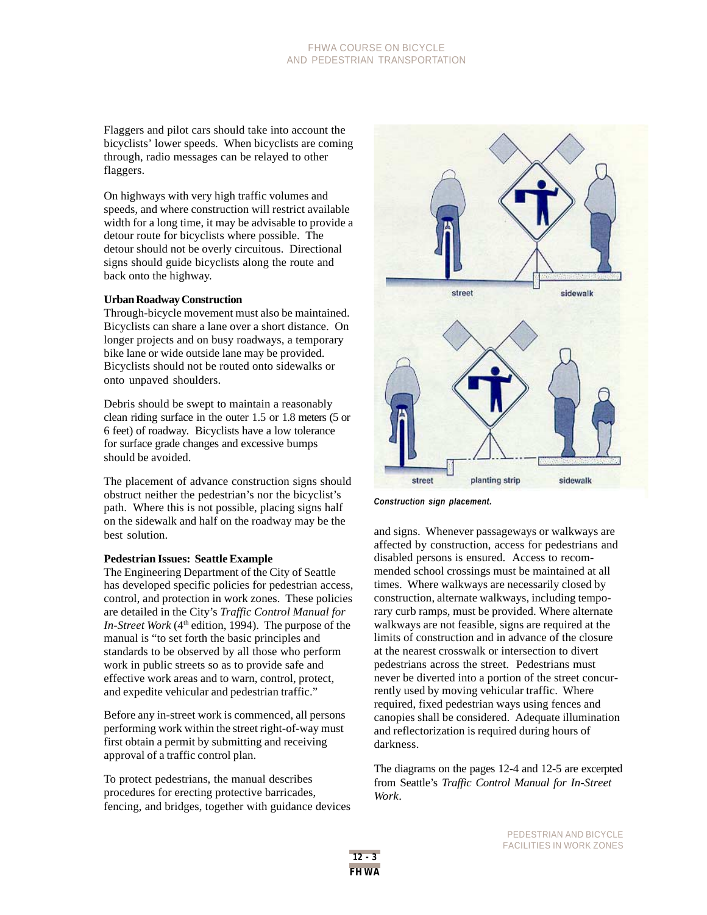Flaggers and pilot cars should take into account the bicyclists' lower speeds. When bicyclists are coming through, radio messages can be relayed to other flaggers.

On highways with very high traffic volumes and speeds, and where construction will restrict available width for a long time, it may be advisable to provide a detour route for bicyclists where possible. The detour should not be overly circuitous. Directional signs should guide bicyclists along the route and back onto the highway.

**Urban Roadway Construction**

Through-bicycle movement must also be maintained. Bicyclists can share a lane over a short distance. On longer projects and on busy roadways, a temporary bike lane or wide outside lane may be provided. Bicyclists should not be routed onto sidewalks or onto unpaved shoulders.

Debris should be swept to maintain a reasonably clean riding surface in the outer 1.5 or 1.8 meters (5 or 6 feet) of roadway. Bicyclists have a low tolerance for surface grade changes and excessive bumps should be avoided.

The placement of advance construction signs should obstruct neither the pedestrian's nor the bicyclist's path. Where this is not possible, placing signs half on the sidewalk and half on the roadway may be the best solution.

**Pedestrian Issues: Seattle Example**

The Engineering Department of the City of Seattle has developed specific policies for pedestrian access, control, and protection in work zones. These policies are detailed in the City's *Traffic Control Manual for In-Street Work* (4th edition, 1994). The purpose of the manual is "to set forth the basic principles and standards to be observed by all those who perform work in public streets so as to provide safe and effective work areas and to warn, control, protect, and expedite vehicular and pedestrian traffic."

Before any in-street work is commenced, all persons performing work within the street right-of-way must first obtain a permit by submitting and receiving approval of a traffic control plan.

To protect pedestrians, the manual describes procedures for erecting protective barricades, fencing, and bridges, together with guidance devices and signs. Whenever passageways or walkways are affected by construction, access for pedestrians and disabled persons is ensured. Access to recommended school crossings must be maintained at all times. Where walkways are necessarily closed by construction, alternate walkways, including temporary curb ramps, must be provided. Where alternate walkways are not feasible, signs are required at the limits of construction and in advance of the closure at the nearest crosswalk or intersection to divert pedestrians across the street. Pedestrians must never be diverted into a portion of the street concurrently used by moving vehicular traffic. Where required, fixed pedestrian ways using fences and canopies shall be considered. Adequate illumination and reflectorization is required during hours of darkness.

*Construction sign placement.*

The diagrams on the pages 12-4 and 12-5 are excerpted from Seattle's *Traffic Control Manual for In-Street Work*.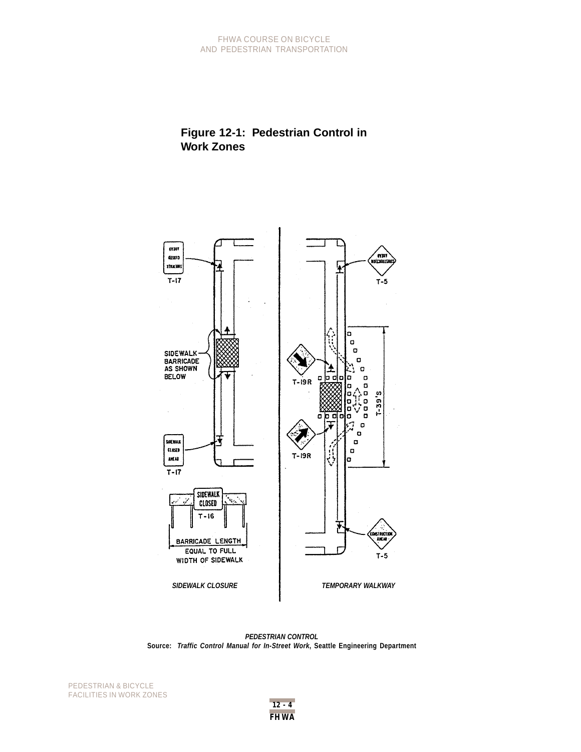**Figure 12-1: Pedestrian Control in Work Zones**

SIDEWALK CLOSURE

TEMPORARY WALKWAY

***PEDESTRIAN CONTROL***

**Source: *Traffic Control Manual for In-Street Work*, Seattle Engineering Department**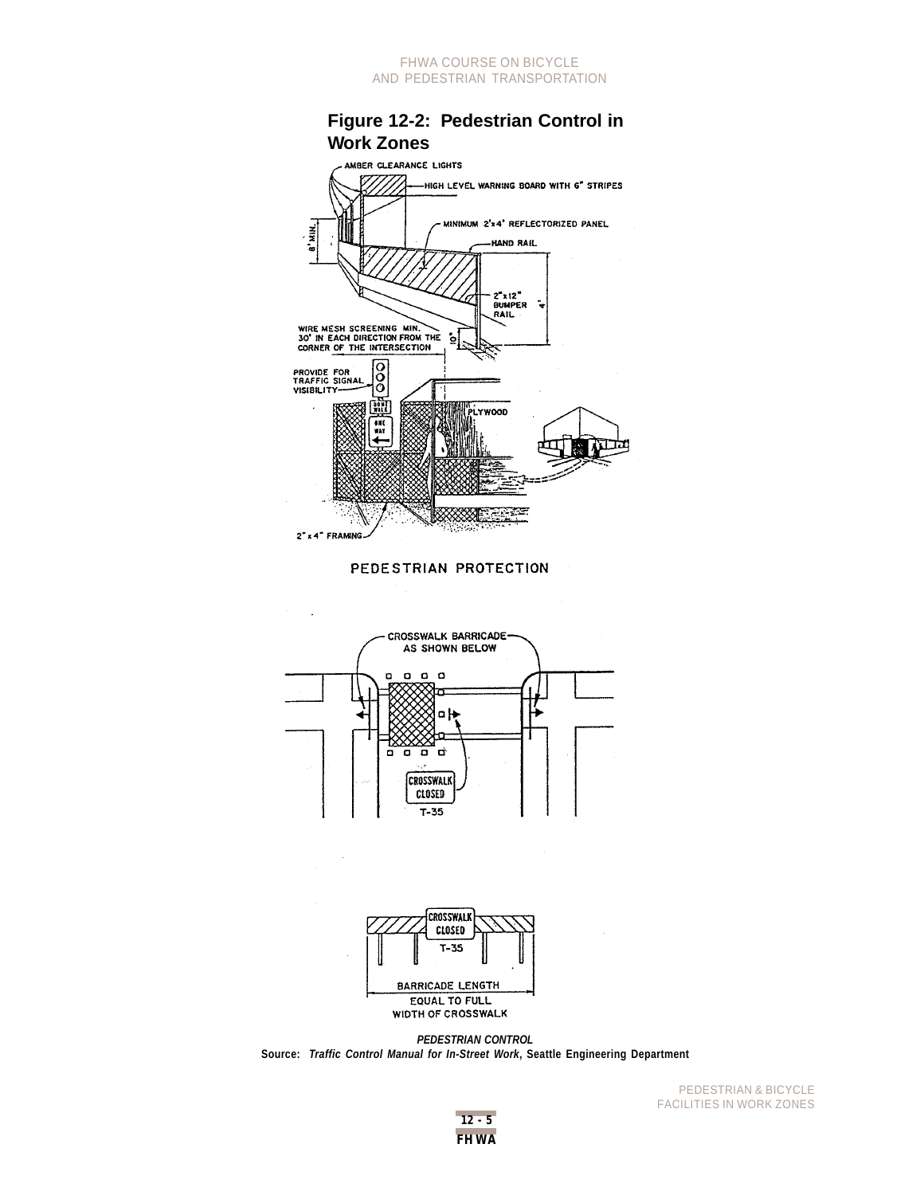## Figure 12-2: Pedestrian Control in Work Zones

AMBER CLEARANCE LIGHTS

HIGH LEVEL WARNING BOARD WITH 6" STRIPES

MINIMUM 2'x4' REFLECTORIZED PANEL

HAND RAIL

8' MIN.

2"x12" BUMPER RAIL

4'

10"

WIRE MESH SCREENING MIN. 30' IN EACH DIRECTION FROM THE CORNER OF THE INTERSECTION

PROVIDE FOR TRAFFIC SIGNAL VISIBILITY

DONT WALK

ONE WAY

PLYWOOD

2" x 4" FRAMING

PEDESTRIAN PROTECTION

CROSSWALK BARRICADE AS SHOWN BELOW

CROSSWALK CLOSED

T-35

CROSSWALK CLOSED

T-35

BARRICADE LENGTH EQUAL TO FULL WIDTH OF CROSSWALK

***PEDESTRIAN CONTROL***

**Source:** ***Traffic Control Manual for In-Street Work*, Seattle Engineering Department**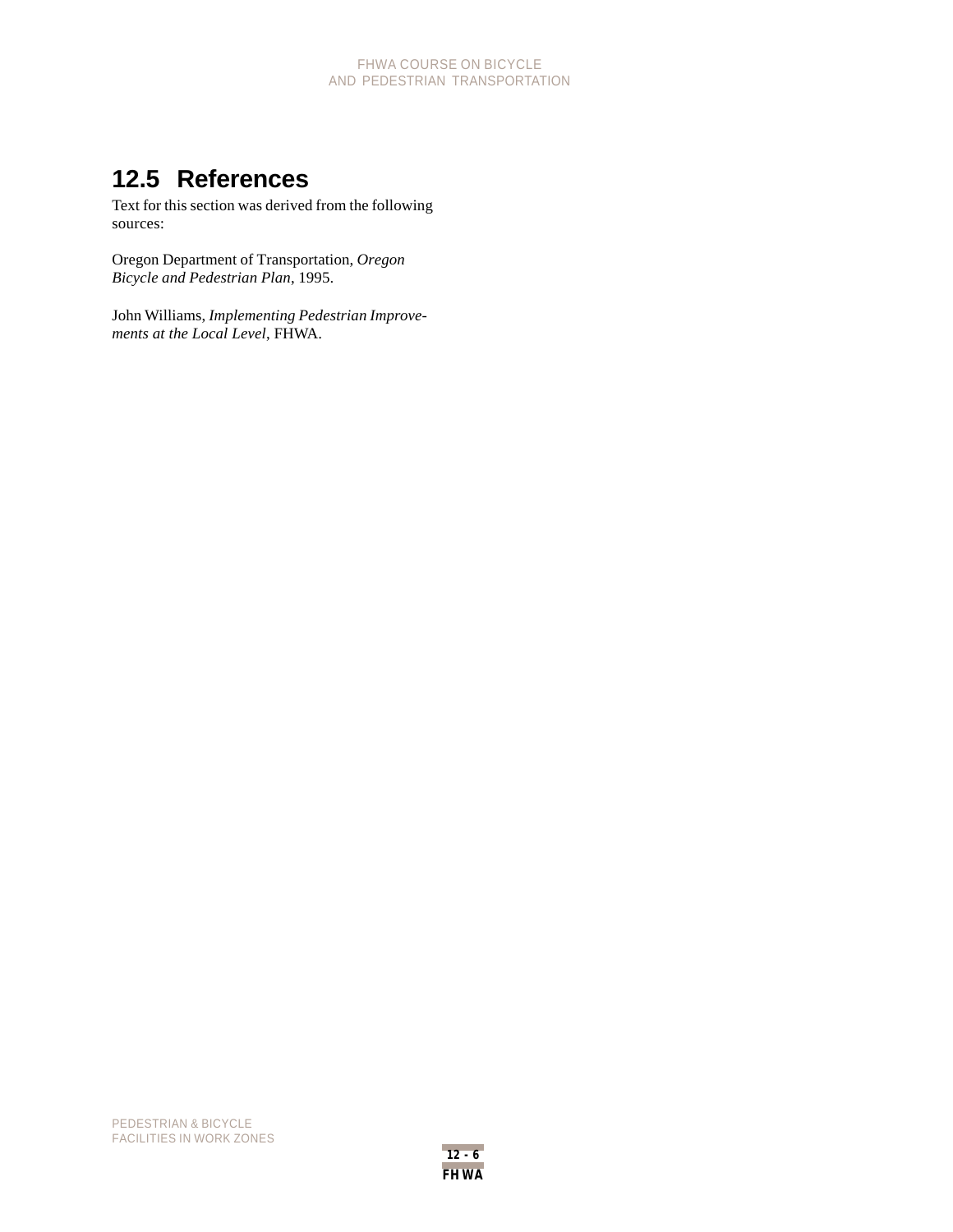## 12.5 References

Text for this section was derived from the following sources:

Oregon Department of Transportation, *Oregon Bicycle and Pedestrian Plan*, 1995.

John Williams, *Implementing Pedestrian Improvements at the Local Level*, FHWA.